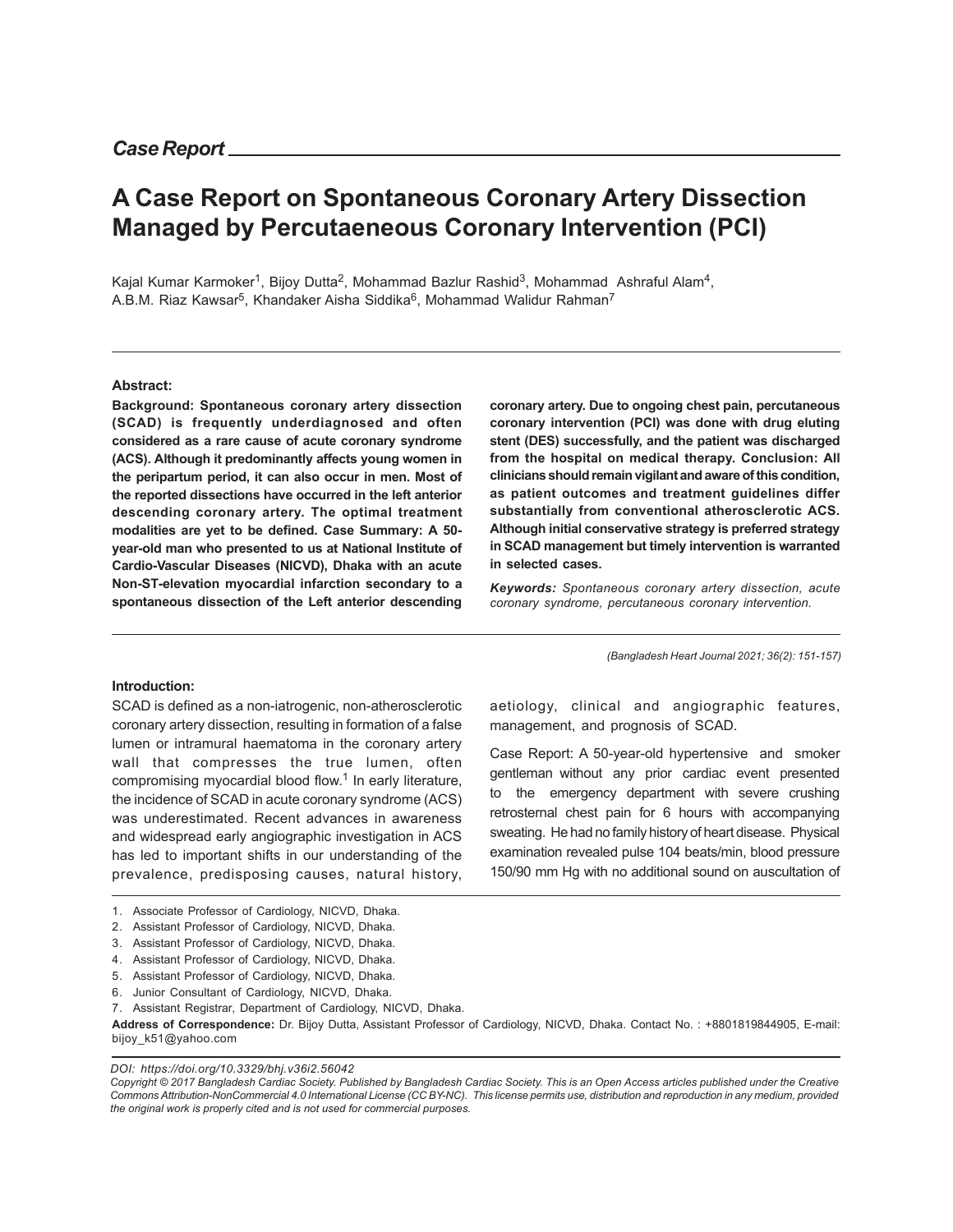*Case Report*

# A Case Report on Spontaneous Coronary Artery Dissection Managed by Percutaeneous Coronary Intervention (PCI)

Kajal Kumar Karmoker[1], Bijoy Dutta[2], Mohammad Bazlur Rashid[3], Mohammad Ashraful Alam[4], A.B.M. Riaz Kawsar[5], Khandaker Aisha Siddika[6], Mohammad Walidur Rahman[7]

**Abstract:**

**Background: Spontaneous coronary artery dissection (SCAD) is frequently underdiagnosed and often considered as a rare cause of acute coronary syndrome (ACS). Although it predominantly affects young women in the peripartum period, it can also occur in men. Most of the reported dissections have occurred in the left anterior descending coronary artery. The optimal treatment modalities are yet to be defined. Case Summary: A 50-year-old man who presented to us at National Institute of Cardio-Vascular Diseases (NICVD), Dhaka with an acute Non-ST-elevation myocardial infarction secondary to a spontaneous dissection of the Left anterior descending coronary artery. Due to ongoing chest pain, percutaneous coronary intervention (PCI) was done with drug eluting stent (DES) successfully, and the patient was discharged from the hospital on medical therapy. Conclusion: All clinicians should remain vigilant and aware of this condition, as patient outcomes and treatment guidelines differ substantially from conventional atherosclerotic ACS. Although initial conservative strategy is preferred strategy in SCAD management but timely intervention is warranted in selected cases.**

*Keywords: Spontaneous coronary artery dissection, acute coronary syndrome, percutaneous coronary intervention.*

*(Bangladesh Heart Journal 2021; 36(2): 151-157)*

**Introduction:**

SCAD is defined as a non-iatrogenic, non-atherosclerotic coronary artery dissection, resulting in formation of a false lumen or intramural haematoma in the coronary artery wall that compresses the true lumen, often compromising myocardial blood flow.[1] In early literature, the incidence of SCAD in acute coronary syndrome (ACS) was underestimated. Recent advances in awareness and widespread early angiographic investigation in ACS has led to important shifts in our understanding of the prevalence, predisposing causes, natural history, aetiology, clinical and angiographic features, management, and prognosis of SCAD.

Case Report: A 50-year-old hypertensive and smoker gentleman without any prior cardiac event presented to the emergency department with severe crushing retrosternal chest pain for 6 hours with accompanying sweating. He had no family history of heart disease. Physical examination revealed pulse 104 beats/min, blood pressure 150/90 mm Hg with no additional sound on auscultation of

1. Associate Professor of Cardiology, NICVD, Dhaka.
2. Assistant Professor of Cardiology, NICVD, Dhaka.
3. Assistant Professor of Cardiology, NICVD, Dhaka.
4. Assistant Professor of Cardiology, NICVD, Dhaka.
5. Assistant Professor of Cardiology, NICVD, Dhaka.
6. Junior Consultant of Cardiology, NICVD, Dhaka.
7. Assistant Registrar, Department of Cardiology, NICVD, Dhaka.

**Address of Correspondence:** Dr. Bijoy Dutta, Assistant Professor of Cardiology, NICVD, Dhaka. Contact No. : +8801819844905, E-mail: bijoy_k51@yahoo.com

*DOI: https://doi.org/10.3329/bhj.v36i2.56042*

*Copyright © 2017 Bangladesh Cardiac Society. Published by Bangladesh Cardiac Society. This is an Open Access articles published under the Creative Commons Attribution-NonCommercial 4.0 International License (CC BY-NC). This license permits use, distribution and reproduction in any medium, provided the original work is properly cited and is not used for commercial purposes.*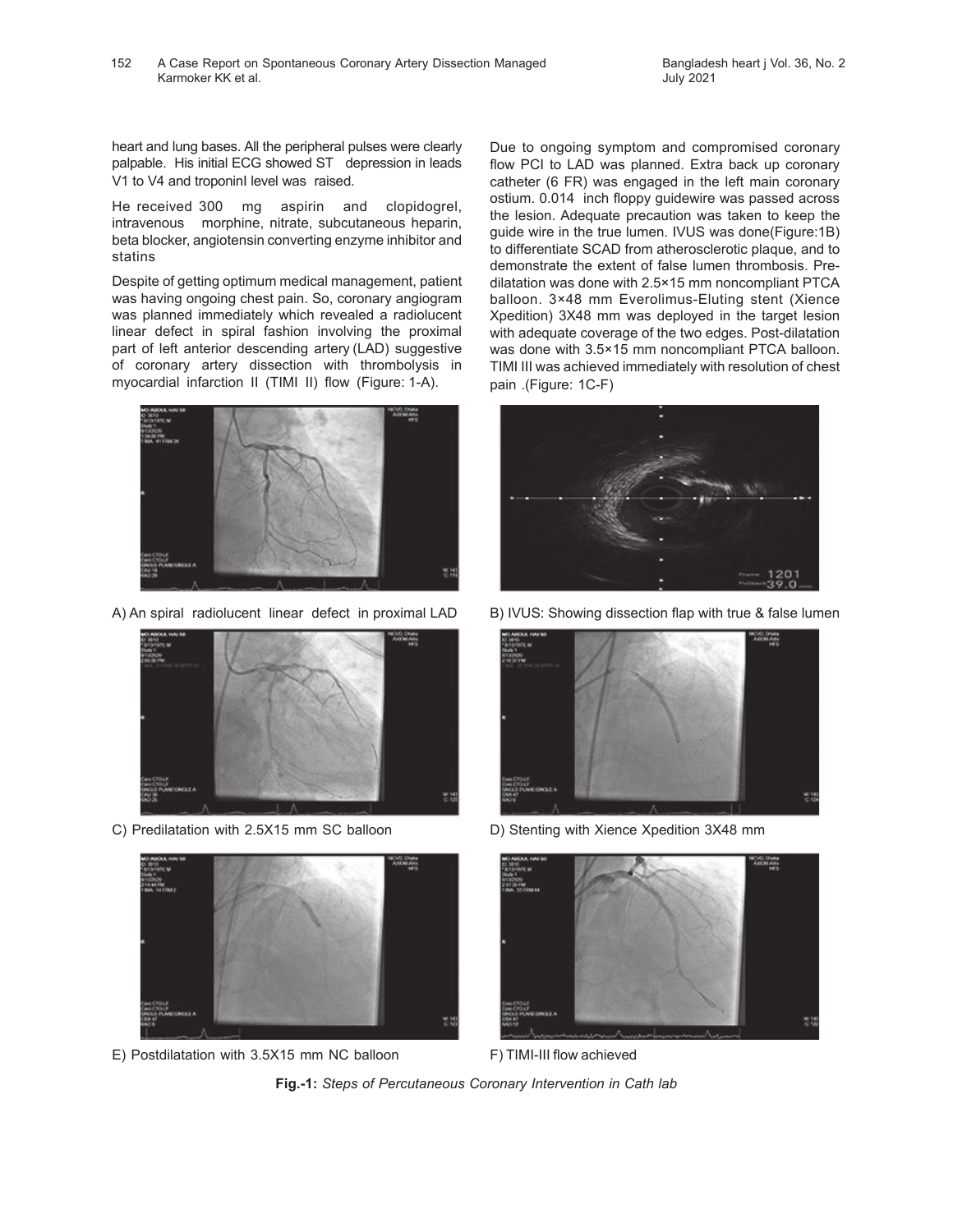heart and lung bases. All the peripheral pulses were clearly palpable. His initial ECG showed ST depression in leads V1 to V4 and troponinI level was raised.

He received 300 mg aspirin and clopidogrel, intravenous morphine, nitrate, subcutaneous heparin, beta blocker, angiotensin converting enzyme inhibitor and statins

Despite of getting optimum medical management, patient was having ongoing chest pain. So, coronary angiogram was planned immediately which revealed a radiolucent linear defect in spiral fashion involving the proximal part of left anterior descending artery (LAD) suggestive of coronary artery dissection with thrombolysis in myocardial infarction II (TIMI II) flow (Figure: 1-A).

Due to ongoing symptom and compromised coronary flow PCI to LAD was planned. Extra back up coronary catheter (6 FR) was engaged in the left main coronary ostium. 0.014 inch floppy guidewire was passed across the lesion. Adequate precaution was taken to keep the guide wire in the true lumen. IVUS was done(Figure:1B) to differentiate SCAD from atherosclerotic plaque, and to demonstrate the extent of false lumen thrombosis. Pre-dilatation was done with 2.5×15 mm noncompliant PTCA balloon. 3×48 mm Everolimus-Eluting stent (Xience Xpedition) 3X48 mm was deployed in the target lesion with adequate coverage of the two edges. Post-dilatation was done with 3.5×15 mm noncompliant PTCA balloon. TIMI III was achieved immediately with resolution of chest pain .(Figure: 1C-F)

A) An spiral radiolucent linear defect in proximal LAD

B) IVUS: Showing dissection flap with true & false lumen

C) Predilatation with 2.5X15 mm SC balloon

D) Stenting with Xience Xpedition 3X48 mm

E) Postdilatation with 3.5X15 mm NC balloon

F) TIMI-III flow achieved

**Fig.-1:** *Steps of Percutaneous Coronary Intervention in Cath lab*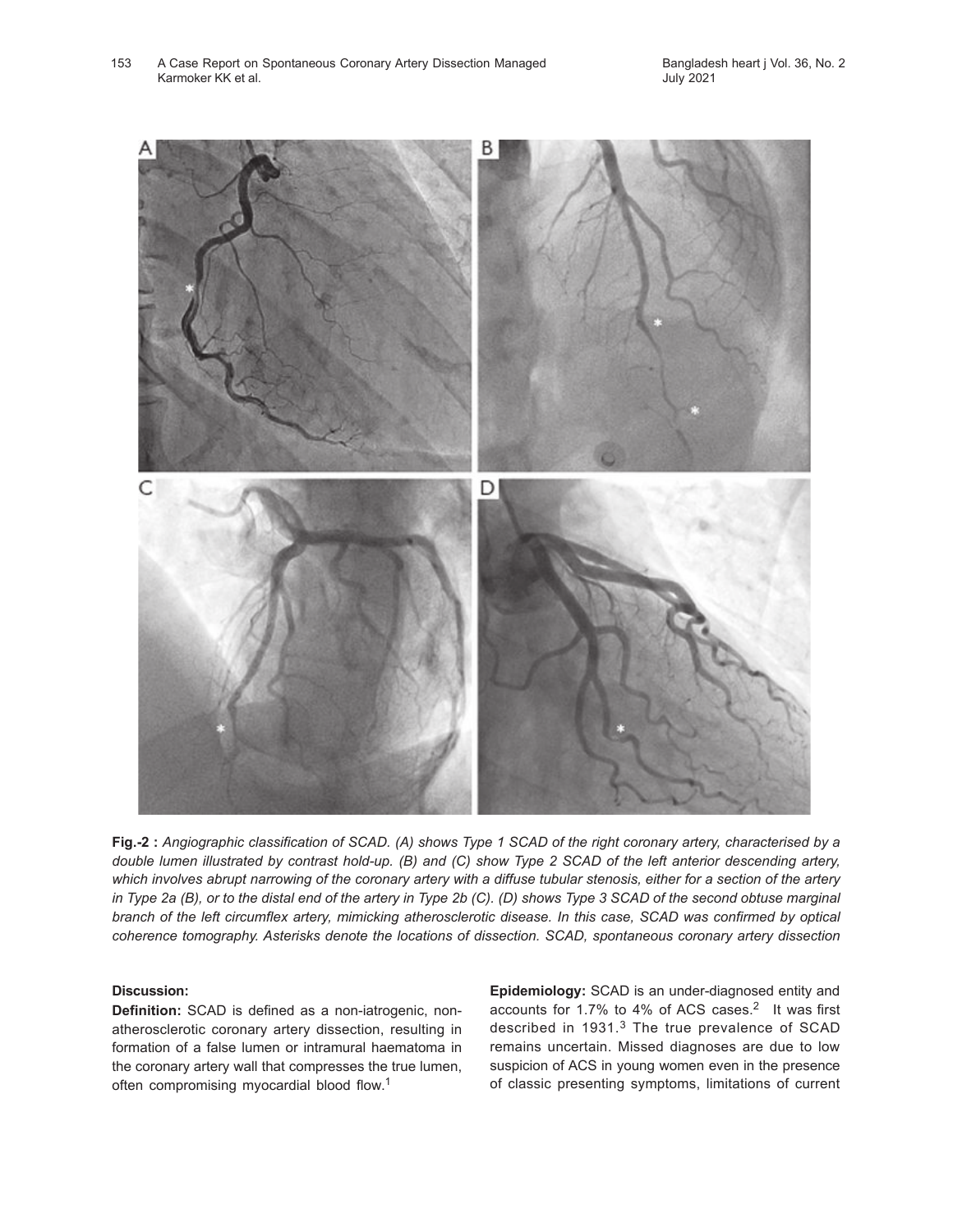**Fig.-2 :** *Angiographic classification of SCAD. (A) shows Type 1 SCAD of the right coronary artery, characterised by a double lumen illustrated by contrast hold-up. (B) and (C) show Type 2 SCAD of the left anterior descending artery, which involves abrupt narrowing of the coronary artery with a diffuse tubular stenosis, either for a section of the artery in Type 2a (B), or to the distal end of the artery in Type 2b (C). (D) shows Type 3 SCAD of the second obtuse marginal branch of the left circumflex artery, mimicking atherosclerotic disease. In this case, SCAD was confirmed by optical coherence tomography. Asterisks denote the locations of dissection. SCAD, spontaneous coronary artery dissection*

### Discussion:

**Definition:** SCAD is defined as a non-iatrogenic, non-atherosclerotic coronary artery dissection, resulting in formation of a false lumen or intramural haematoma in the coronary artery wall that compresses the true lumen, often compromising myocardial blood flow.[1]

**Epidemiology:** SCAD is an under-diagnosed entity and accounts for 1.7% to 4% of ACS cases.[2] It was first described in 1931.[3] The true prevalence of SCAD remains uncertain. Missed diagnoses are due to low suspicion of ACS in young women even in the presence of classic presenting symptoms, limitations of current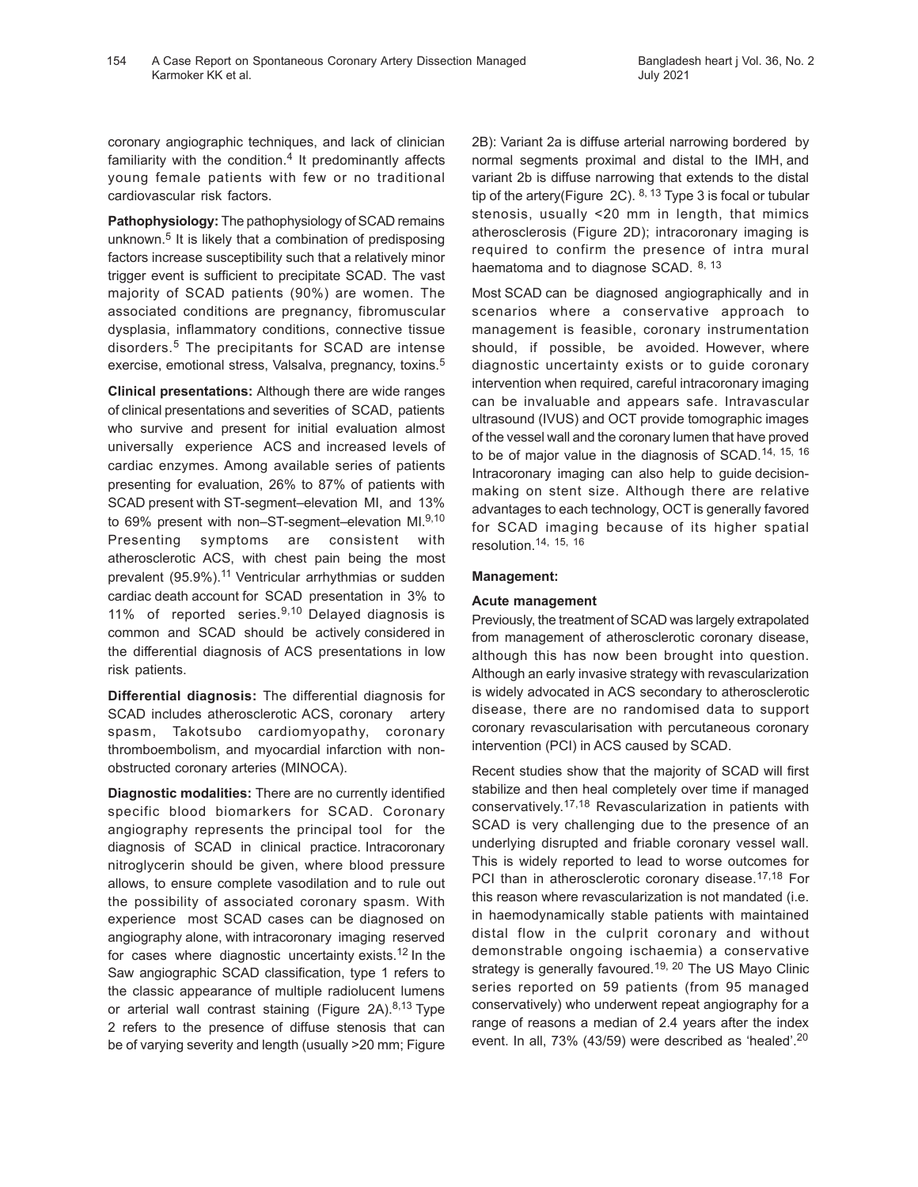coronary angiographic techniques, and lack of clinician familiarity with the condition.[4] It predominantly affects young female patients with few or no traditional cardiovascular risk factors.

**Pathophysiology:** The pathophysiology of SCAD remains unknown.[5] It is likely that a combination of predisposing factors increase susceptibility such that a relatively minor trigger event is sufficient to precipitate SCAD. The vast majority of SCAD patients (90%) are women. The associated conditions are pregnancy, fibromuscular dysplasia, inflammatory conditions, connective tissue disorders.[5] The precipitants for SCAD are intense exercise, emotional stress, Valsalva, pregnancy, toxins.[5]

**Clinical presentations:** Although there are wide ranges of clinical presentations and severities of SCAD, patients who survive and present for initial evaluation almost universally experience ACS and increased levels of cardiac enzymes. Among available series of patients presenting for evaluation, 26% to 87% of patients with SCAD present with ST-segment–elevation MI, and 13% to 69% present with non–ST-segment–elevation MI.[9,10] Presenting symptoms are consistent with atherosclerotic ACS, with chest pain being the most prevalent (95.9%).[11] Ventricular arrhythmias or sudden cardiac death account for SCAD presentation in 3% to 11% of reported series.[9,10] Delayed diagnosis is common and SCAD should be actively considered in the differential diagnosis of ACS presentations in low risk patients.

**Differential diagnosis:** The differential diagnosis for SCAD includes atherosclerotic ACS, coronary artery spasm, Takotsubo cardiomyopathy, coronary thromboembolism, and myocardial infarction with non-obstructed coronary arteries (MINOCA).

**Diagnostic modalities:** There are no currently identified specific blood biomarkers for SCAD. Coronary angiography represents the principal tool for the diagnosis of SCAD in clinical practice. Intracoronary nitroglycerin should be given, where blood pressure allows, to ensure complete vasodilation and to rule out the possibility of associated coronary spasm. With experience most SCAD cases can be diagnosed on angiography alone, with intracoronary imaging reserved for cases where diagnostic uncertainty exists.[12] In the Saw angiographic SCAD classification, type 1 refers to the classic appearance of multiple radiolucent lumens or arterial wall contrast staining (Figure 2A).[8,13] Type 2 refers to the presence of diffuse stenosis that can be of varying severity and length (usually >20 mm; Figure 2B): Variant 2a is diffuse arterial narrowing bordered by normal segments proximal and distal to the IMH, and variant 2b is diffuse narrowing that extends to the distal tip of the artery(Figure 2C).[8, 13] Type 3 is focal or tubular stenosis, usually <20 mm in length, that mimics atherosclerosis (Figure 2D); intracoronary imaging is required to confirm the presence of intra mural haematoma and to diagnose SCAD.[8, 13]

Most SCAD can be diagnosed angiographically and in scenarios where a conservative approach to management is feasible, coronary instrumentation should, if possible, be avoided. However, where diagnostic uncertainty exists or to guide coronary intervention when required, careful intracoronary imaging can be invaluable and appears safe. Intravascular ultrasound (IVUS) and OCT provide tomographic images of the vessel wall and the coronary lumen that have proved to be of major value in the diagnosis of SCAD.[14, 15, 16] Intracoronary imaging can also help to guide decision-making on stent size. Although there are relative advantages to each technology, OCT is generally favored for SCAD imaging because of its higher spatial resolution.[14, 15, 16]

**Management:**

**Acute management**

Previously, the treatment of SCAD was largely extrapolated from management of atherosclerotic coronary disease, although this has now been brought into question. Although an early invasive strategy with revascularization is widely advocated in ACS secondary to atherosclerotic disease, there are no randomised data to support coronary revascularisation with percutaneous coronary intervention (PCI) in ACS caused by SCAD.

Recent studies show that the majority of SCAD will first stabilize and then heal completely over time if managed conservatively.[17,18] Revascularization in patients with SCAD is very challenging due to the presence of an underlying disrupted and friable coronary vessel wall. This is widely reported to lead to worse outcomes for PCI than in atherosclerotic coronary disease.[17,18] For this reason where revascularization is not mandated (i.e. in haemodynamically stable patients with maintained distal flow in the culprit coronary and without demonstrable ongoing ischaemia) a conservative strategy is generally favoured.[19, 20] The US Mayo Clinic series reported on 59 patients (from 95 managed conservatively) who underwent repeat angiography for a range of reasons a median of 2.4 years after the index event. In all, 73% (43/59) were described as 'healed'.[20]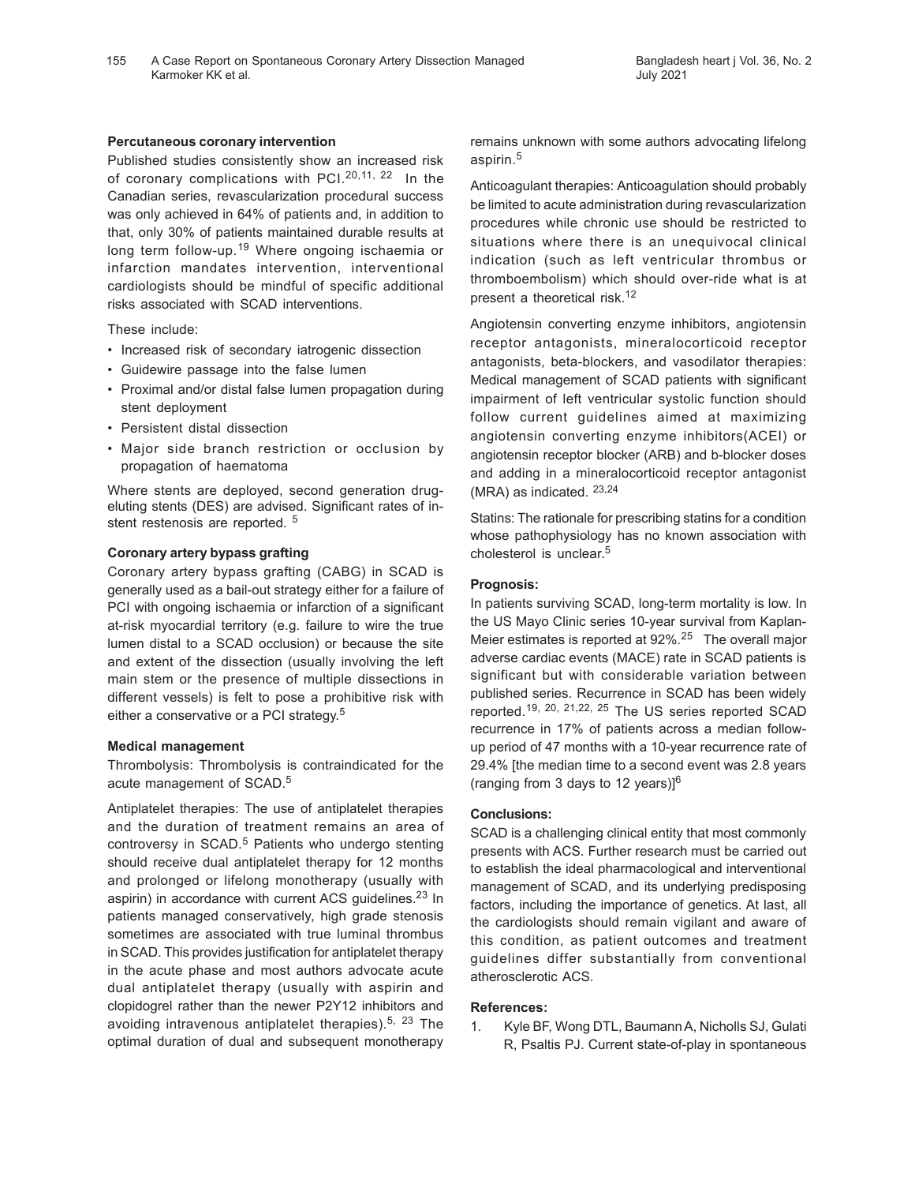**Percutaneous coronary intervention**

Published studies consistently show an increased risk of coronary complications with PCI.[20,11, 22] In the Canadian series, revascularization procedural success was only achieved in 64% of patients and, in addition to that, only 30% of patients maintained durable results at long term follow-up.[19] Where ongoing ischaemia or infarction mandates intervention, interventional cardiologists should be mindful of specific additional risks associated with SCAD interventions.

These include:

- Increased risk of secondary iatrogenic dissection
- Guidewire passage into the false lumen
- Proximal and/or distal false lumen propagation during stent deployment
- Persistent distal dissection
- Major side branch restriction or occlusion by propagation of haematoma

Where stents are deployed, second generation drug-eluting stents (DES) are advised. Significant rates of in-stent restenosis are reported. [5]

**Coronary artery bypass grafting**

Coronary artery bypass grafting (CABG) in SCAD is generally used as a bail-out strategy either for a failure of PCI with ongoing ischaemia or infarction of a significant at-risk myocardial territory (e.g. failure to wire the true lumen distal to a SCAD occlusion) or because the site and extent of the dissection (usually involving the left main stem or the presence of multiple dissections in different vessels) is felt to pose a prohibitive risk with either a conservative or a PCI strategy.[5]

**Medical management**

Thrombolysis: Thrombolysis is contraindicated for the acute management of SCAD.[5]

Antiplatelet therapies: The use of antiplatelet therapies and the duration of treatment remains an area of controversy in SCAD.[5] Patients who undergo stenting should receive dual antiplatelet therapy for 12 months and prolonged or lifelong monotherapy (usually with aspirin) in accordance with current ACS guidelines.[23] In patients managed conservatively, high grade stenosis sometimes are associated with true luminal thrombus in SCAD. This provides justification for antiplatelet therapy in the acute phase and most authors advocate acute dual antiplatelet therapy (usually with aspirin and clopidogrel rather than the newer P2Y12 inhibitors and avoiding intravenous antiplatelet therapies).[5, 23] The optimal duration of dual and subsequent monotherapy remains unknown with some authors advocating lifelong aspirin.[5]

Anticoagulant therapies: Anticoagulation should probably be limited to acute administration during revascularization procedures while chronic use should be restricted to situations where there is an unequivocal clinical indication (such as left ventricular thrombus or thromboembolism) which should over-ride what is at present a theoretical risk.[12]

Angiotensin converting enzyme inhibitors, angiotensin receptor antagonists, mineralocorticoid receptor antagonists, beta-blockers, and vasodilator therapies: Medical management of SCAD patients with significant impairment of left ventricular systolic function should follow current guidelines aimed at maximizing angiotensin converting enzyme inhibitors(ACEI) or angiotensin receptor blocker (ARB) and b-blocker doses and adding in a mineralocorticoid receptor antagonist (MRA) as indicated. [23,24]

Statins: The rationale for prescribing statins for a condition whose pathophysiology has no known association with cholesterol is unclear.[5]

**Prognosis:**

In patients surviving SCAD, long-term mortality is low. In the US Mayo Clinic series 10-year survival from Kaplan-Meier estimates is reported at 92%.[25] The overall major adverse cardiac events (MACE) rate in SCAD patients is significant but with considerable variation between published series. Recurrence in SCAD has been widely reported.[19, 20, 21,22, 25] The US series reported SCAD recurrence in 17% of patients across a median follow-up period of 47 months with a 10-year recurrence rate of 29.4% [the median time to a second event was 2.8 years (ranging from 3 days to 12 years)][6]

**Conclusions:**

SCAD is a challenging clinical entity that most commonly presents with ACS. Further research must be carried out to establish the ideal pharmacological and interventional management of SCAD, and its underlying predisposing factors, including the importance of genetics. At last, all the cardiologists should remain vigilant and aware of this condition, as patient outcomes and treatment guidelines differ substantially from conventional atherosclerotic ACS.

**References:**

1. Kyle BF, Wong DTL, Baumann A, Nicholls SJ, Gulati R, Psaltis PJ. Current state-of-play in spontaneous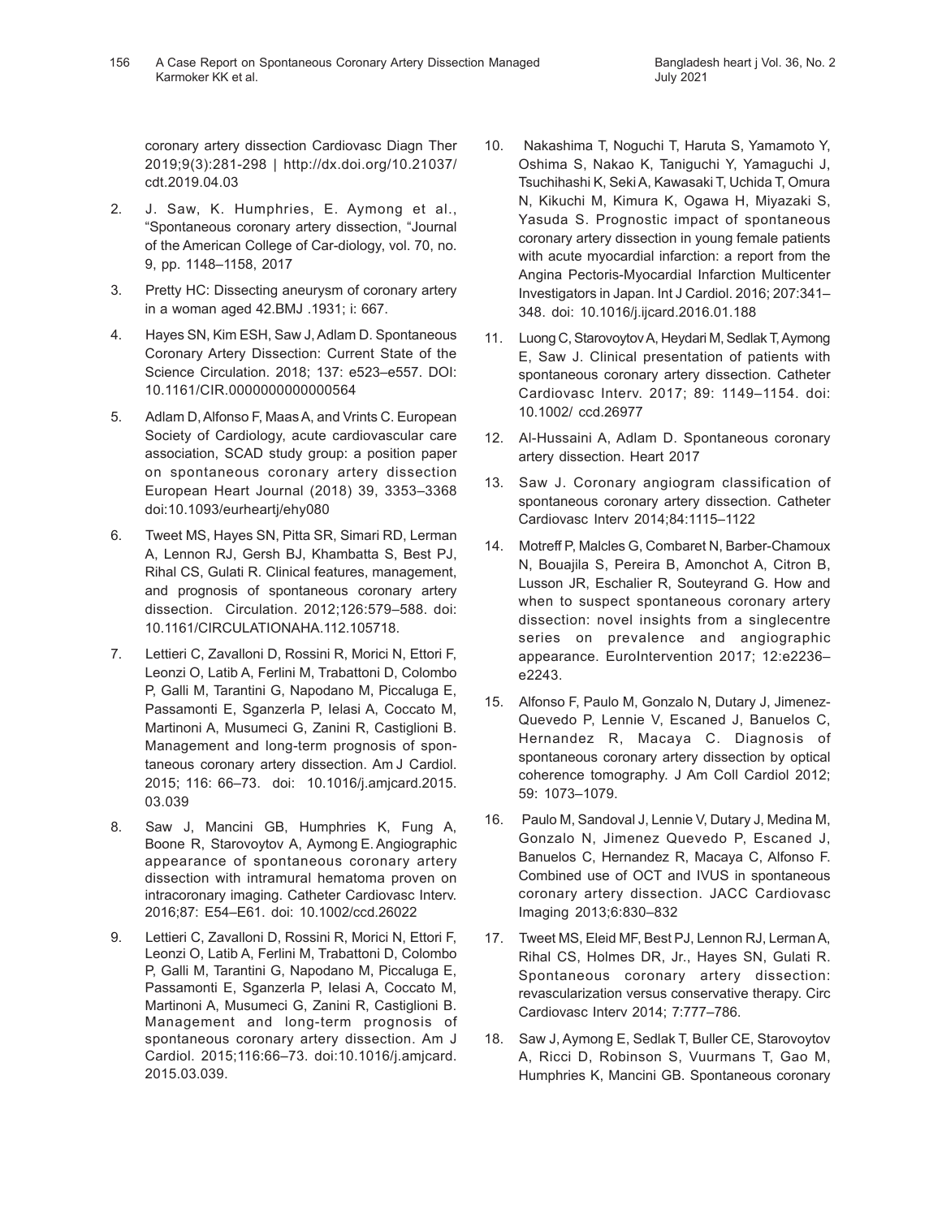coronary artery dissection Cardiovasc Diagn Ther 2019;9(3):281-298 | http://dx.doi.org/10.21037/cdt.2019.04.03

2. J. Saw, K. Humphries, E. Aymong et al., "Spontaneous coronary artery dissection, "Journal of the American College of Car-diology, vol. 70, no. 9, pp. 1148–1158, 2017

3. Pretty HC: Dissecting aneurysm of coronary artery in a woman aged 42.BMJ .1931; i: 667.

4. Hayes SN, Kim ESH, Saw J, Adlam D. Spontaneous Coronary Artery Dissection: Current State of the Science Circulation. 2018; 137: e523–e557. DOI: 10.1161/CIR.0000000000000564

5. Adlam D, Alfonso F, Maas A, and Vrints C. European Society of Cardiology, acute cardiovascular care association, SCAD study group: a position paper on spontaneous coronary artery dissection European Heart Journal (2018) 39, 3353–3368 doi:10.1093/eurheartj/ehy080

6. Tweet MS, Hayes SN, Pitta SR, Simari RD, Lerman A, Lennon RJ, Gersh BJ, Khambatta S, Best PJ, Rihal CS, Gulati R. Clinical features, management, and prognosis of spontaneous coronary artery dissection. Circulation. 2012;126:579–588. doi: 10.1161/CIRCULATIONAHA.112.105718.

7. Lettieri C, Zavalloni D, Rossini R, Morici N, Ettori F, Leonzi O, Latib A, Ferlini M, Trabattoni D, Colombo P, Galli M, Tarantini G, Napodano M, Piccaluga E, Passamonti E, Sganzerla P, Ielasi A, Coccato M, Martinoni A, Musumeci G, Zanini R, Castiglioni B. Management and long-term prognosis of spontaneous coronary artery dissection. Am J Cardiol. 2015; 116: 66–73. doi: 10.1016/j.amjcard.2015.03.039

8. Saw J, Mancini GB, Humphries K, Fung A, Boone R, Starovoytov A, Aymong E. Angiographic appearance of spontaneous coronary artery dissection with intramural hematoma proven on intracoronary imaging. Catheter Cardiovasc Interv. 2016;87: E54–E61. doi: 10.1002/ccd.26022

9. Lettieri C, Zavalloni D, Rossini R, Morici N, Ettori F, Leonzi O, Latib A, Ferlini M, Trabattoni D, Colombo P, Galli M, Tarantini G, Napodano M, Piccaluga E, Passamonti E, Sganzerla P, Ielasi A, Coccato M, Martinoni A, Musumeci G, Zanini R, Castiglioni B. Management and long-term prognosis of spontaneous coronary artery dissection. Am J Cardiol. 2015;116:66–73. doi:10.1016/j.amjcard.2015.03.039.

10. Nakashima T, Noguchi T, Haruta S, Yamamoto Y, Oshima S, Nakao K, Taniguchi Y, Yamaguchi J, Tsuchihashi K, Seki A, Kawasaki T, Uchida T, Omura N, Kikuchi M, Kimura K, Ogawa H, Miyazaki S, Yasuda S. Prognostic impact of spontaneous coronary artery dissection in young female patients with acute myocardial infarction: a report from the Angina Pectoris-Myocardial Infarction Multicenter Investigators in Japan. Int J Cardiol. 2016; 207:341–348. doi: 10.1016/j.ijcard.2016.01.188

11. Luong C, Starovoytov A, Heydari M, Sedlak T, Aymong E, Saw J. Clinical presentation of patients with spontaneous coronary artery dissection. Catheter Cardiovasc Interv. 2017; 89: 1149–1154. doi: 10.1002/ ccd.26977

12. Al-Hussaini A, Adlam D. Spontaneous coronary artery dissection. Heart 2017

13. Saw J. Coronary angiogram classification of spontaneous coronary artery dissection. Catheter Cardiovasc Interv 2014;84:1115–1122

14. Motreff P, Malcles G, Combaret N, Barber-Chamoux N, Bouajila S, Pereira B, Amonchot A, Citron B, Lusson JR, Eschalier R, Souteyrand G. How and when to suspect spontaneous coronary artery dissection: novel insights from a singlecentre series on prevalence and angiographic appearance. EuroIntervention 2017; 12:e2236–e2243.

15. Alfonso F, Paulo M, Gonzalo N, Dutary J, Jimenez-Quevedo P, Lennie V, Escaned J, Banuelos C, Hernandez R, Macaya C. Diagnosis of spontaneous coronary artery dissection by optical coherence tomography. J Am Coll Cardiol 2012; 59: 1073–1079.

16. Paulo M, Sandoval J, Lennie V, Dutary J, Medina M, Gonzalo N, Jimenez Quevedo P, Escaned J, Banuelos C, Hernandez R, Macaya C, Alfonso F. Combined use of OCT and IVUS in spontaneous coronary artery dissection. JACC Cardiovasc Imaging 2013;6:830–832

17. Tweet MS, Eleid MF, Best PJ, Lennon RJ, Lerman A, Rihal CS, Holmes DR, Jr., Hayes SN, Gulati R. Spontaneous coronary artery dissection: revascularization versus conservative therapy. Circ Cardiovasc Interv 2014; 7:777–786.

18. Saw J, Aymong E, Sedlak T, Buller CE, Starovoytov A, Ricci D, Robinson S, Vuurmans T, Gao M, Humphries K, Mancini GB. Spontaneous coronary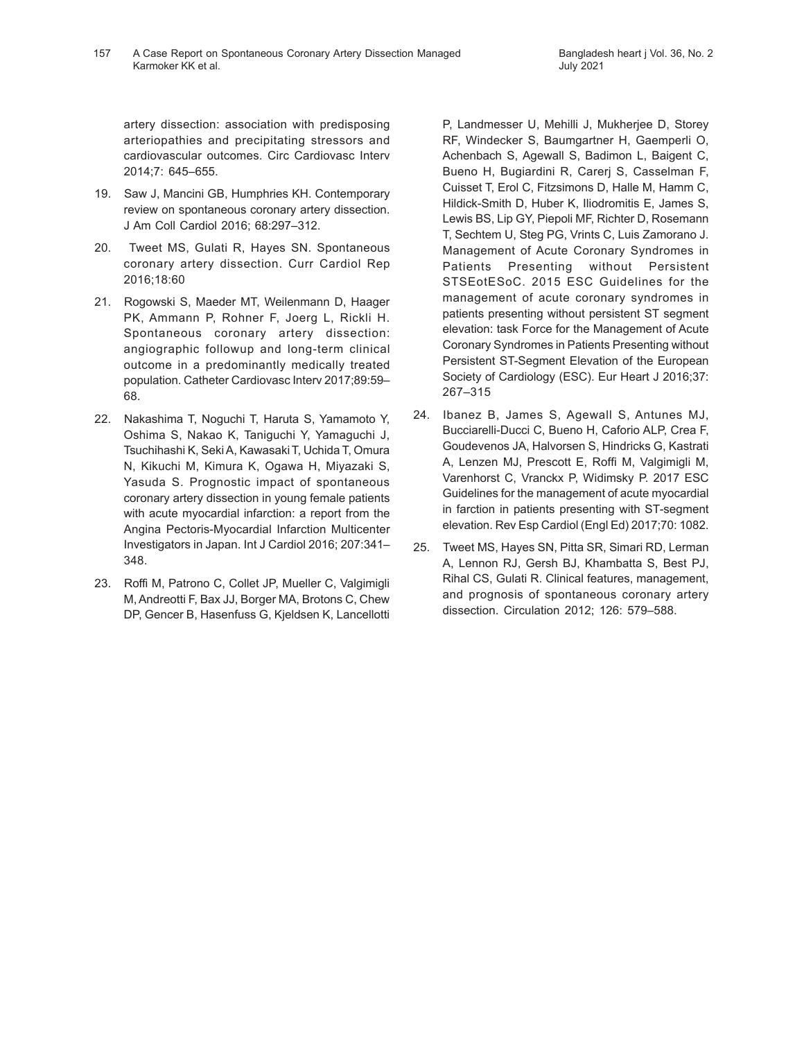artery dissection: association with predisposing arteriopathies and precipitating stressors and cardiovascular outcomes. Circ Cardiovasc Interv 2014;7: 645–655.

19. Saw J, Mancini GB, Humphries KH. Contemporary review on spontaneous coronary artery dissection. J Am Coll Cardiol 2016; 68:297–312.

20. Tweet MS, Gulati R, Hayes SN. Spontaneous coronary artery dissection. Curr Cardiol Rep 2016;18:60

21. Rogowski S, Maeder MT, Weilenmann D, Haager PK, Ammann P, Rohner F, Joerg L, Rickli H. Spontaneous coronary artery dissection: angiographic followup and long-term clinical outcome in a predominantly medically treated population. Catheter Cardiovasc Interv 2017;89:59–68.

22. Nakashima T, Noguchi T, Haruta S, Yamamoto Y, Oshima S, Nakao K, Taniguchi Y, Yamaguchi J, Tsuchihashi K, Seki A, Kawasaki T, Uchida T, Omura N, Kikuchi M, Kimura K, Ogawa H, Miyazaki S, Yasuda S. Prognostic impact of spontaneous coronary artery dissection in young female patients with acute myocardial infarction: a report from the Angina Pectoris-Myocardial Infarction Multicenter Investigators in Japan. Int J Cardiol 2016; 207:341–348.

23. Roffi M, Patrono C, Collet JP, Mueller C, Valgimigli M, Andreotti F, Bax JJ, Borger MA, Brotons C, Chew DP, Gencer B, Hasenfuss G, Kjeldsen K, Lancellotti P, Landmesser U, Mehilli J, Mukherjee D, Storey RF, Windecker S, Baumgartner H, Gaemperli O, Achenbach S, Agewall S, Badimon L, Baigent C, Bueno H, Bugiardini R, Carerj S, Casselman F, Cuisset T, Erol C, Fitzsimons D, Halle M, Hamm C, Hildick-Smith D, Huber K, Iliodromitis E, James S, Lewis BS, Lip GY, Piepoli MF, Richter D, Rosemann T, Sechtem U, Steg PG, Vrints C, Luis Zamorano J. Management of Acute Coronary Syndromes in Patients Presenting without Persistent STSEotESoC. 2015 ESC Guidelines for the management of acute coronary syndromes in patients presenting without persistent ST segment elevation: task Force for the Management of Acute Coronary Syndromes in Patients Presenting without Persistent ST-Segment Elevation of the European Society of Cardiology (ESC). Eur Heart J 2016;37: 267–315

24. Ibanez B, James S, Agewall S, Antunes MJ, Bucciarelli-Ducci C, Bueno H, Caforio ALP, Crea F, Goudevenos JA, Halvorsen S, Hindricks G, Kastrati A, Lenzen MJ, Prescott E, Roffi M, Valgimigli M, Varenhorst C, Vranckx P, Widimsky P. 2017 ESC Guidelines for the management of acute myocardial in farction in patients presenting with ST-segment elevation. Rev Esp Cardiol (Engl Ed) 2017;70: 1082.

25. Tweet MS, Hayes SN, Pitta SR, Simari RD, Lerman A, Lennon RJ, Gersh BJ, Khambatta S, Best PJ, Rihal CS, Gulati R. Clinical features, management, and prognosis of spontaneous coronary artery dissection. Circulation 2012; 126: 579–588.